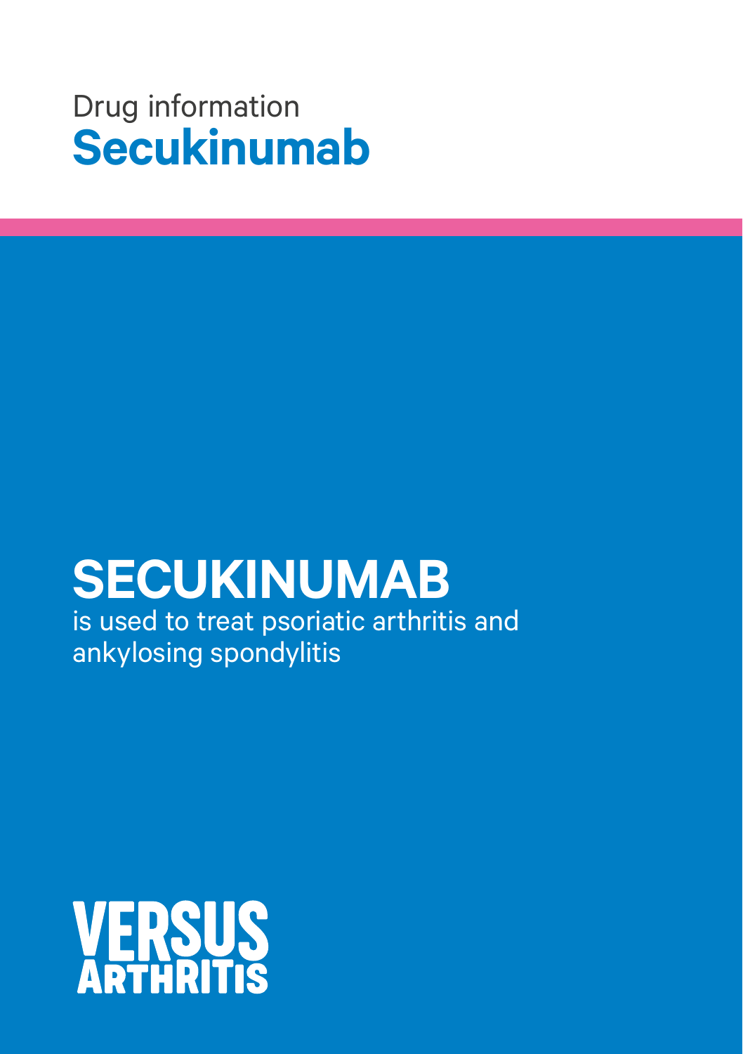Drug information

# Secukinumab

## SECUKINUMAB

is used to treat psoriatic arthritis and ankylosing spondylitis

VERSUS ARTHRITIS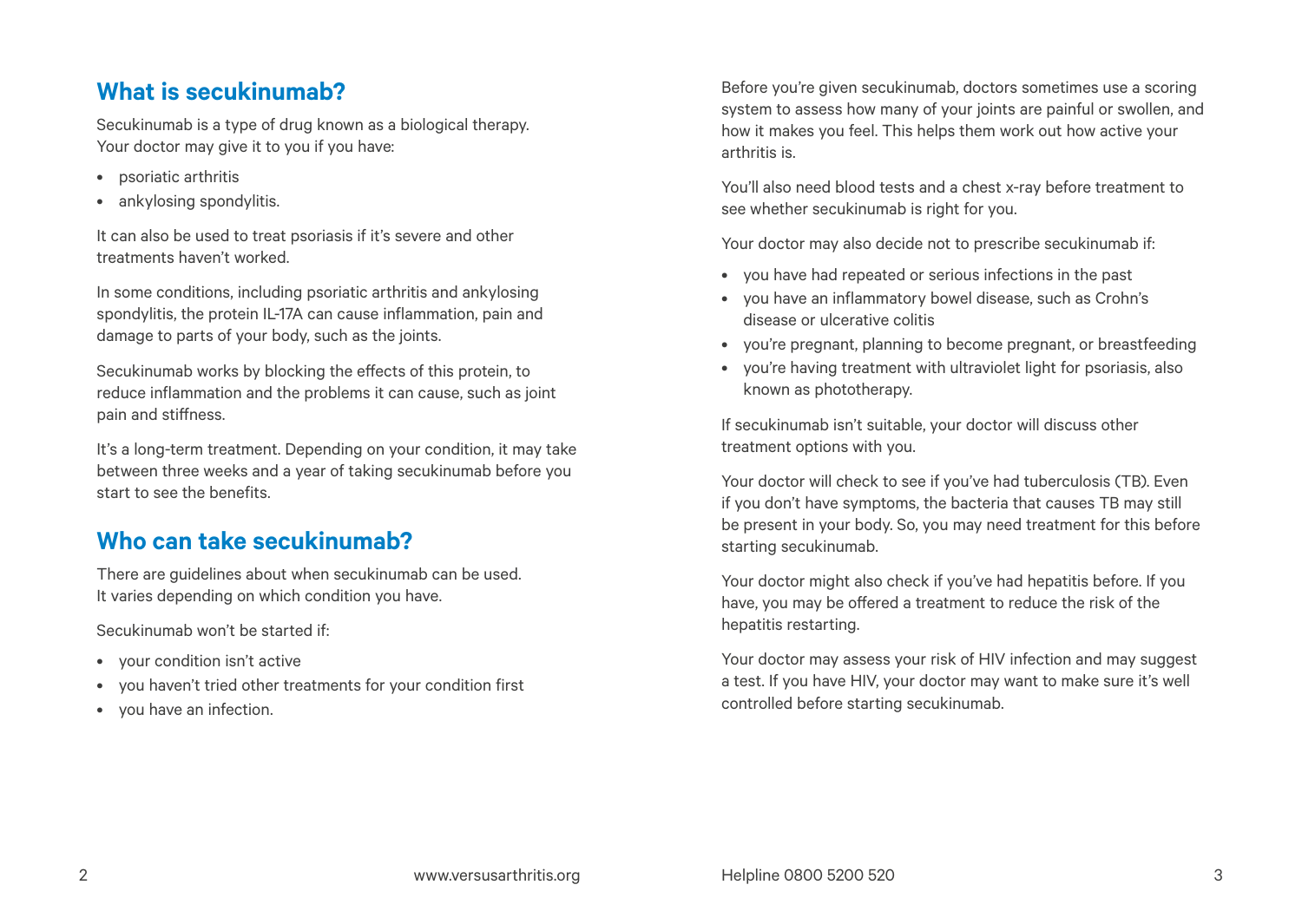## What is secukinumab?

Secukinumab is a type of drug known as a biological therapy. Your doctor may give it to you if you have:

- psoriatic arthritis
- ankylosing spondylitis.

It can also be used to treat psoriasis if it's severe and other treatments haven't worked.

In some conditions, including psoriatic arthritis and ankylosing spondylitis, the protein IL-17A can cause inflammation, pain and damage to parts of your body, such as the joints.

Secukinumab works by blocking the effects of this protein, to reduce inflammation and the problems it can cause, such as joint pain and stiffness.

It's a long-term treatment. Depending on your condition, it may take between three weeks and a year of taking secukinumab before you start to see the benefits.

## Who can take secukinumab?

There are guidelines about when secukinumab can be used. It varies depending on which condition you have.

Secukinumab won't be started if:

- your condition isn't active
- you haven't tried other treatments for your condition first
- you have an infection.

Before you're given secukinumab, doctors sometimes use a scoring system to assess how many of your joints are painful or swollen, and how it makes you feel. This helps them work out how active your arthritis is.

You'll also need blood tests and a chest x-ray before treatment to see whether secukinumab is right for you.

Your doctor may also decide not to prescribe secukinumab if:

- you have had repeated or serious infections in the past
- you have an inflammatory bowel disease, such as Crohn's disease or ulcerative colitis
- you're pregnant, planning to become pregnant, or breastfeeding
- you're having treatment with ultraviolet light for psoriasis, also known as phototherapy.

If secukinumab isn't suitable, your doctor will discuss other treatment options with you.

Your doctor will check to see if you've had tuberculosis (TB). Even if you don't have symptoms, the bacteria that causes TB may still be present in your body. So, you may need treatment for this before starting secukinumab.

Your doctor might also check if you've had hepatitis before. If you have, you may be offered a treatment to reduce the risk of the hepatitis restarting.

Your doctor may assess your risk of HIV infection and may suggest a test. If you have HIV, your doctor may want to make sure it's well controlled before starting secukinumab.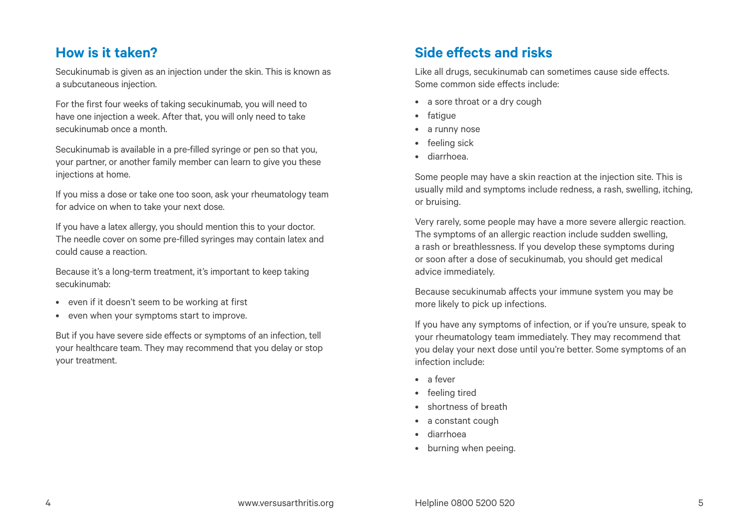## How is it taken?

Secukinumab is given as an injection under the skin. This is known as a subcutaneous injection.

For the first four weeks of taking secukinumab, you will need to have one injection a week. After that, you will only need to take secukinumab once a month.

Secukinumab is available in a pre-filled syringe or pen so that you, your partner, or another family member can learn to give you these injections at home.

If you miss a dose or take one too soon, ask your rheumatology team for advice on when to take your next dose.

If you have a latex allergy, you should mention this to your doctor. The needle cover on some pre-filled syringes may contain latex and could cause a reaction.

Because it's a long-term treatment, it's important to keep taking secukinumab:

- even if it doesn't seem to be working at first
- even when your symptoms start to improve.

But if you have severe side effects or symptoms of an infection, tell your healthcare team. They may recommend that you delay or stop your treatment.

## Side effects and risks

Like all drugs, secukinumab can sometimes cause side effects. Some common side effects include:

- a sore throat or a dry cough
- fatigue
- a runny nose
- feeling sick
- diarrhoea.

Some people may have a skin reaction at the injection site. This is usually mild and symptoms include redness, a rash, swelling, itching, or bruising.

Very rarely, some people may have a more severe allergic reaction. The symptoms of an allergic reaction include sudden swelling, a rash or breathlessness. If you develop these symptoms during or soon after a dose of secukinumab, you should get medical advice immediately.

Because secukinumab affects your immune system you may be more likely to pick up infections.

If you have any symptoms of infection, or if you're unsure, speak to your rheumatology team immediately. They may recommend that you delay your next dose until you're better. Some symptoms of an infection include:

- a fever
- feeling tired
- shortness of breath
- a constant cough
- diarrhoea
- burning when peeing.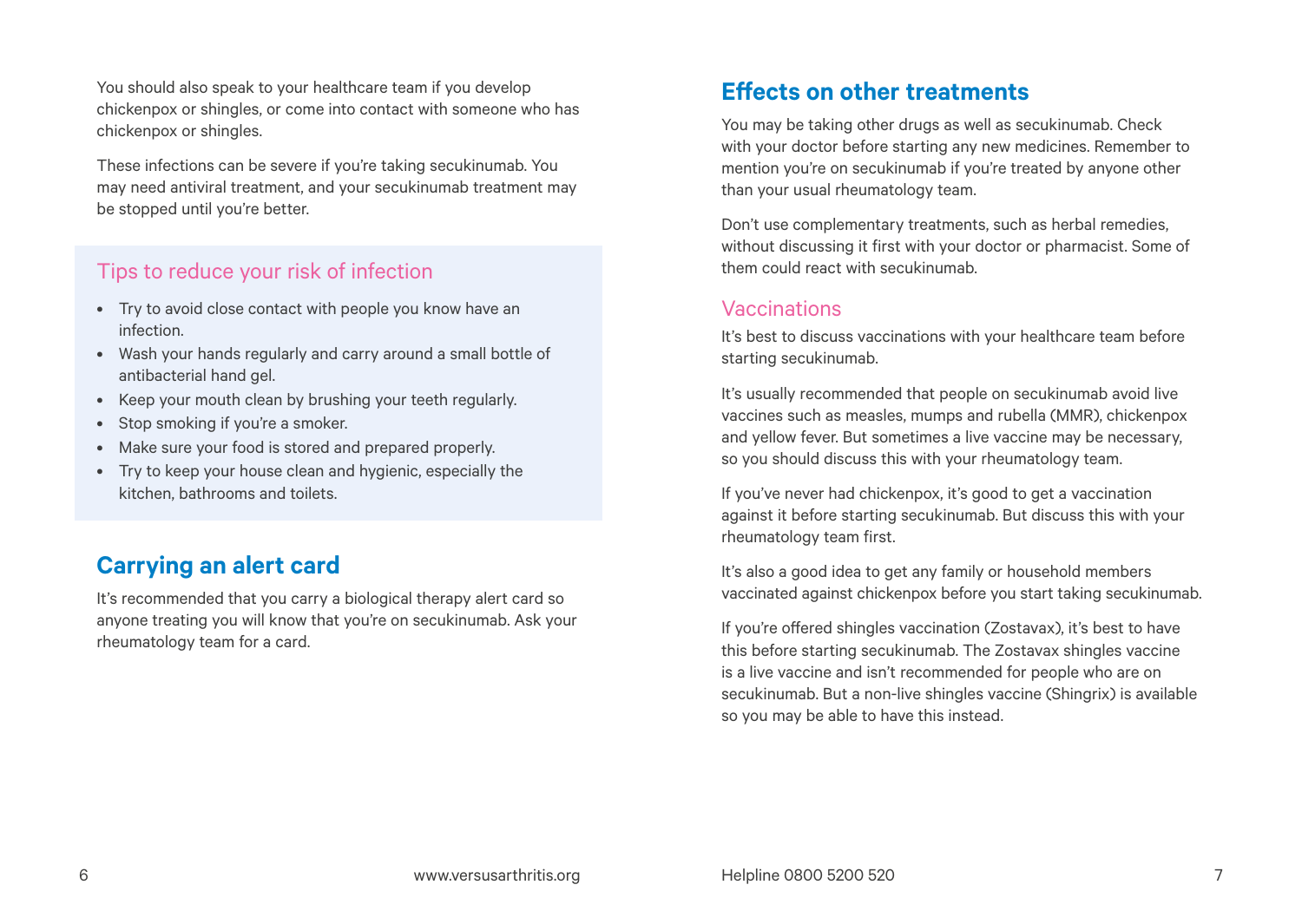You should also speak to your healthcare team if you develop chickenpox or shingles, or come into contact with someone who has chickenpox or shingles.

These infections can be severe if you're taking secukinumab. You may need antiviral treatment, and your secukinumab treatment may be stopped until you're better.

### Tips to reduce your risk of infection

- Try to avoid close contact with people you know have an infection.
- Wash your hands regularly and carry around a small bottle of antibacterial hand gel.
- Keep your mouth clean by brushing your teeth regularly.
- Stop smoking if you're a smoker.
- Make sure your food is stored and prepared properly.
- Try to keep your house clean and hygienic, especially the kitchen, bathrooms and toilets.

## Carrying an alert card

It's recommended that you carry a biological therapy alert card so anyone treating you will know that you're on secukinumab. Ask your rheumatology team for a card.

## Effects on other treatments

You may be taking other drugs as well as secukinumab. Check with your doctor before starting any new medicines. Remember to mention you're on secukinumab if you're treated by anyone other than your usual rheumatology team.

Don't use complementary treatments, such as herbal remedies, without discussing it first with your doctor or pharmacist. Some of them could react with secukinumab.

### Vaccinations

It's best to discuss vaccinations with your healthcare team before starting secukinumab.

It's usually recommended that people on secukinumab avoid live vaccines such as measles, mumps and rubella (MMR), chickenpox and yellow fever. But sometimes a live vaccine may be necessary, so you should discuss this with your rheumatology team.

If you've never had chickenpox, it's good to get a vaccination against it before starting secukinumab. But discuss this with your rheumatology team first.

It's also a good idea to get any family or household members vaccinated against chickenpox before you start taking secukinumab.

If you're offered shingles vaccination (Zostavax), it's best to have this before starting secukinumab. The Zostavax shingles vaccine is a live vaccine and isn't recommended for people who are on secukinumab. But a non-live shingles vaccine (Shingrix) is available so you may be able to have this instead.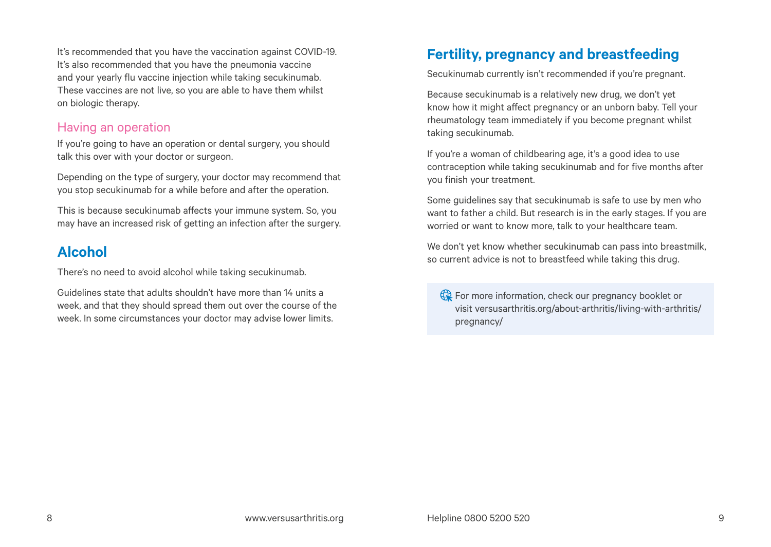It's recommended that you have the vaccination against COVID-19. It's also recommended that you have the pneumonia vaccine and your yearly flu vaccine injection while taking secukinumab. These vaccines are not live, so you are able to have them whilst on biologic therapy.

### Having an operation

If you're going to have an operation or dental surgery, you should talk this over with your doctor or surgeon.

Depending on the type of surgery, your doctor may recommend that you stop secukinumab for a while before and after the operation.

This is because secukinumab affects your immune system. So, you may have an increased risk of getting an infection after the surgery.

## Alcohol

There's no need to avoid alcohol while taking secukinumab.

Guidelines state that adults shouldn't have more than 14 units a week, and that they should spread them out over the course of the week. In some circumstances your doctor may advise lower limits.

## Fertility, pregnancy and breastfeeding

Secukinumab currently isn't recommended if you're pregnant.

Because secukinumab is a relatively new drug, we don't yet know how it might affect pregnancy or an unborn baby. Tell your rheumatology team immediately if you become pregnant whilst taking secukinumab.

If you're a woman of childbearing age, it's a good idea to use contraception while taking secukinumab and for five months after you finish your treatment.

Some guidelines say that secukinumab is safe to use by men who want to father a child. But research is in the early stages. If you are worried or want to know more, talk to your healthcare team.

We don't yet know whether secukinumab can pass into breastmilk, so current advice is not to breastfeed while taking this drug.

> For more information, check our pregnancy booklet or visit versusarthritis.org/about-arthritis/living-with-arthritis/pregnancy/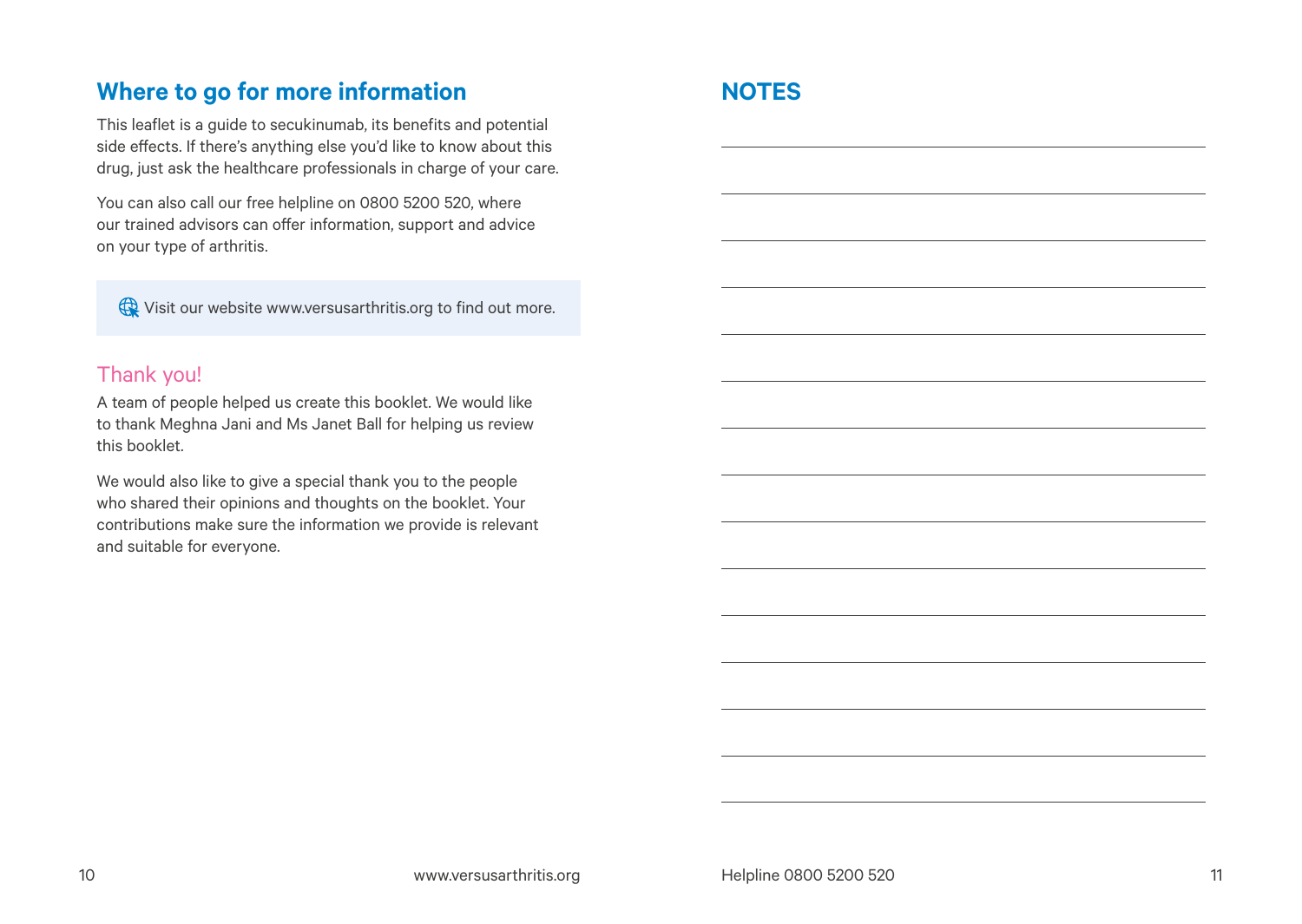## Where to go for more information

This leaflet is a guide to secukinumab, its benefits and potential side effects. If there's anything else you'd like to know about this drug, just ask the healthcare professionals in charge of your care.

You can also call our free helpline on 0800 5200 520, where our trained advisors can offer information, support and advice on your type of arthritis.

Visit our website www.versusarthritis.org to find out more.

### Thank you!

A team of people helped us create this booklet. We would like to thank Meghna Jani and Ms Janet Ball for helping us review this booklet.

We would also like to give a special thank you to the people who shared their opinions and thoughts on the booklet. Your contributions make sure the information we provide is relevant and suitable for everyone.

## NOTES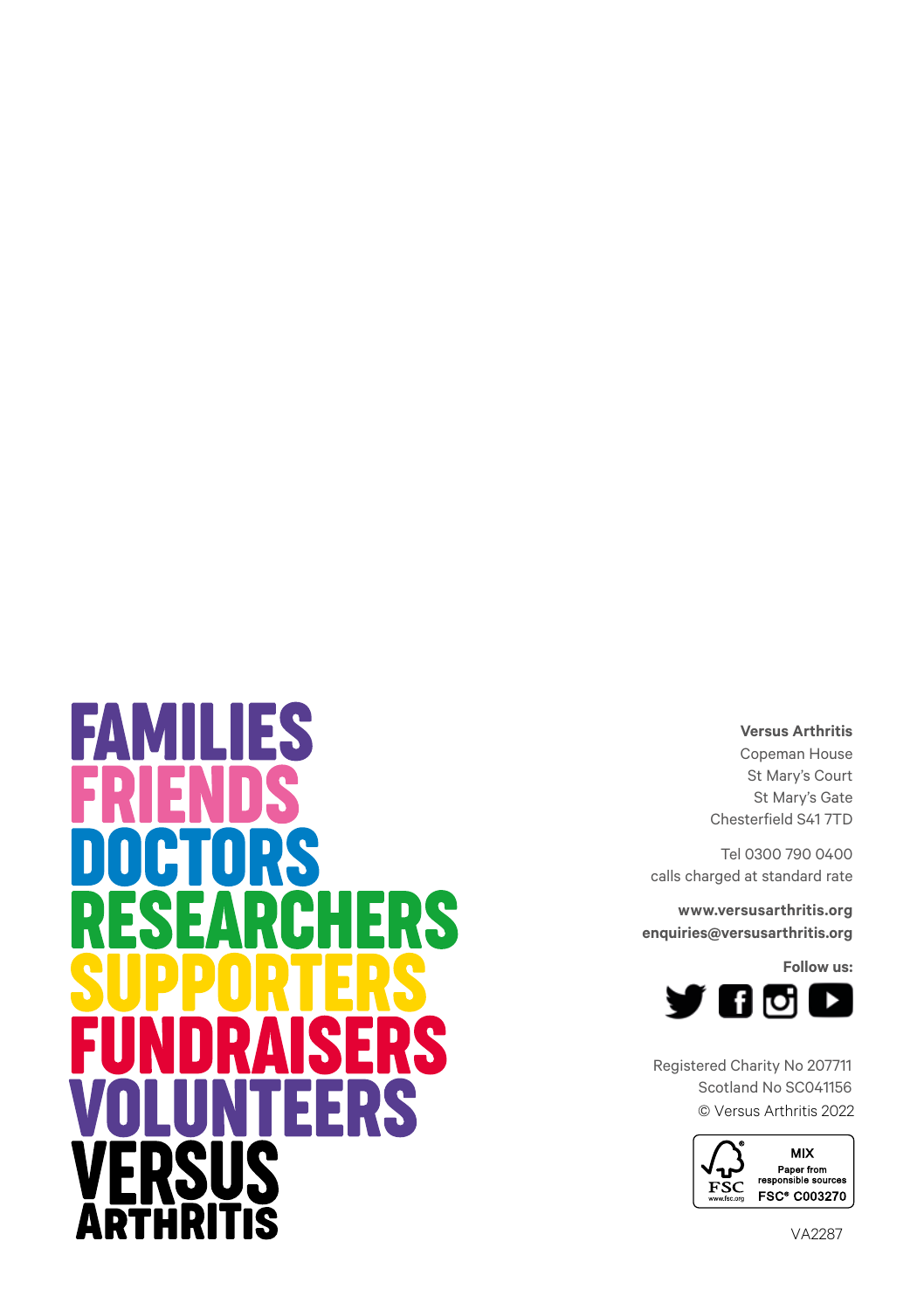FAMILIES
FRIENDS
DOCTORS
RESEARCHERS
SUPPORTERS
FUNDRAISERS
VOLUNTEERS
VERSUS
ARTHRITIS

**Versus Arthritis**
Copeman House
St Mary's Court
St Mary's Gate
Chesterfield S41 7TD

Tel 0300 790 0400
calls charged at standard rate

**www.versusarthritis.org**
**enquiries@versusarthritis.org**

**Follow us:**

Registered Charity No 207711
Scotland No SC041156
© Versus Arthritis 2022

MIX
Paper from responsible sources
FSC® C003270
FSC
www.fsc.org

VA2287